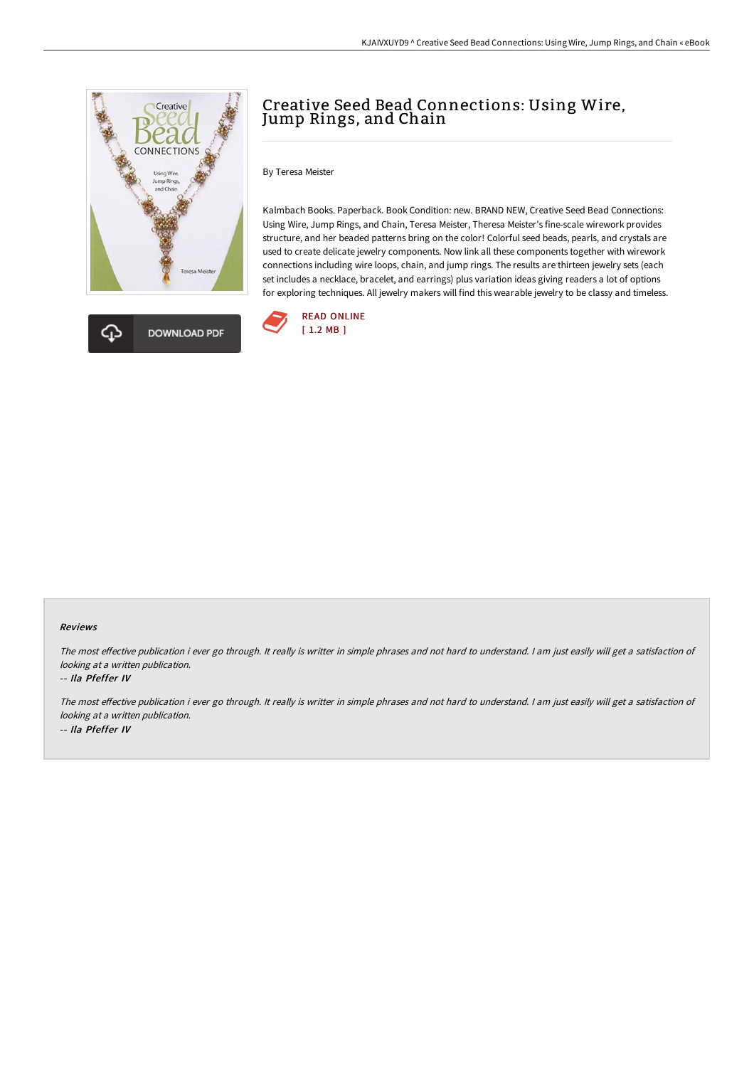# Creative Seed Bead Connections: Using Wire, Jump Rings, and Chain

By Teresa Meister

Kalmbach Books. Paperback. Book Condition: new. BRAND NEW, Creative Seed Bead Connections: Using Wire, Jump Rings, and Chain, Teresa Meister, Theresa Meister's fine-scale wirework provides structure, and her beaded patterns bring on the color! Colorful seed beads, pearls, and crystals are used to create delicate jewelry components. Now link all these components together with wirework connections including wire loops, chain, and jump rings. The results are thirteen jewelry sets (each set includes a necklace, bracelet, and earrings) plus variation ideas giving readers a lot of options for exploring techniques. All jewelry makers will find this wearable jewelry to be classy and timeless.

DOWNLOAD PDF

READ ONLINE
[ 1.2 MB ]

#### Reviews

*The most effective publication i ever go through. It really is writter in simple phrases and not hard to understand. I am just easily will get a satisfaction of looking at a written publication.*

*-- Ila Pfeffer IV*

*The most effective publication i ever go through. It really is writter in simple phrases and not hard to understand. I am just easily will get a satisfaction of looking at a written publication.*

*-- Ila Pfeffer IV*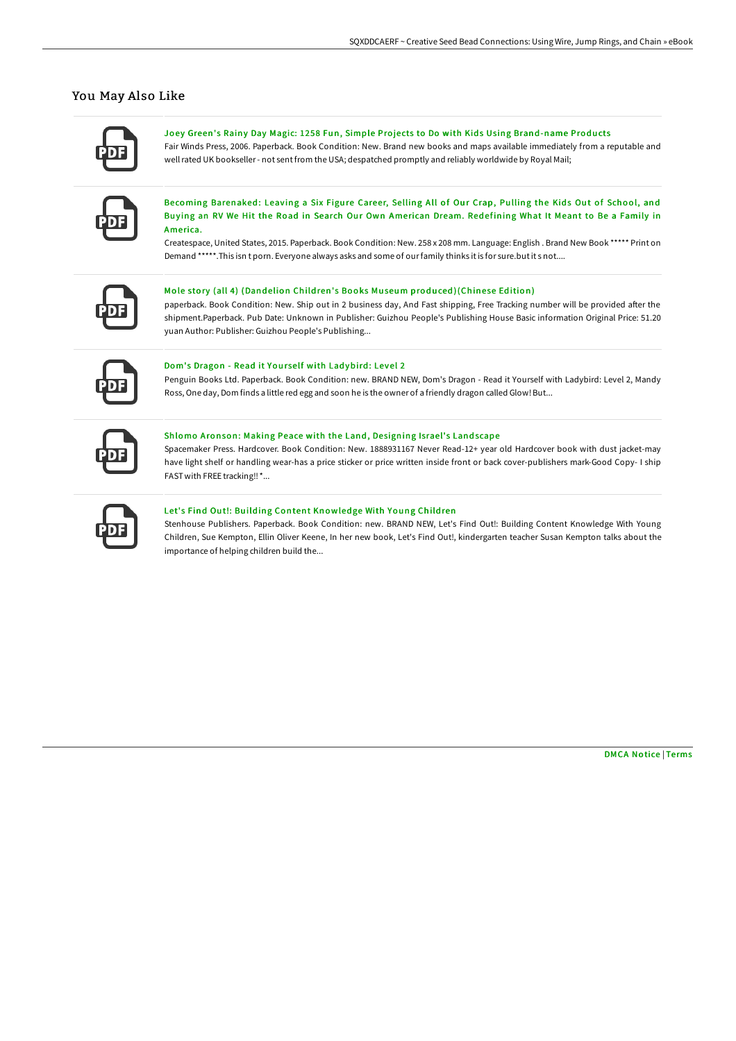## You May Also Like

**Joey Green's Rainy Day Magic: 1258 Fun, Simple Projects to Do with Kids Using Brand-name Products**

Fair Winds Press, 2006. Paperback. Book Condition: New. Brand new books and maps available immediately from a reputable and well rated UK bookseller - not sent from the USA; despatched promptly and reliably worldwide by Royal Mail;

**Becoming Barenaked: Leaving a Six Figure Career, Selling All of Our Crap, Pulling the Kids Out of School, and Buying an RV We Hit the Road in Search Our Own American Dream. Redefining What It Meant to Be a Family in America.**

Createspace, United States, 2015. Paperback. Book Condition: New. 258 x 208 mm. Language: English . Brand New Book ***** Print on Demand *****.This isn t porn. Everyone always asks and some of our family thinks it is for sure.but it s not....

**Mole story (all 4) (Dandelion Children's Books Museum produced)(Chinese Edition)**

paperback. Book Condition: New. Ship out in 2 business day, And Fast shipping, Free Tracking number will be provided after the shipment.Paperback. Pub Date: Unknown in Publisher: Guizhou People's Publishing House Basic information Original Price: 51.20 yuan Author: Publisher: Guizhou People's Publishing...

**Dom's Dragon - Read it Yourself with Ladybird: Level 2**

Penguin Books Ltd. Paperback. Book Condition: new. BRAND NEW, Dom's Dragon - Read it Yourself with Ladybird: Level 2, Mandy Ross, One day, Dom finds a little red egg and soon he is the owner of a friendly dragon called Glow! But...

**Shlomo Aronson: Making Peace with the Land, Designing Israel's Landscape**

Spacemaker Press. Hardcover. Book Condition: New. 1888931167 Never Read-12+ year old Hardcover book with dust jacket-may have light shelf or handling wear-has a price sticker or price written inside front or back cover-publishers mark-Good Copy- I ship FAST with FREE tracking!! *...

**Let's Find Out!: Building Content Knowledge With Young Children**

Stenhouse Publishers. Paperback. Book Condition: new. BRAND NEW, Let's Find Out!: Building Content Knowledge With Young Children, Sue Kempton, Ellin Oliver Keene, In her new book, Let's Find Out!, kindergarten teacher Susan Kempton talks about the importance of helping children build the...

DMCA Notice | Terms